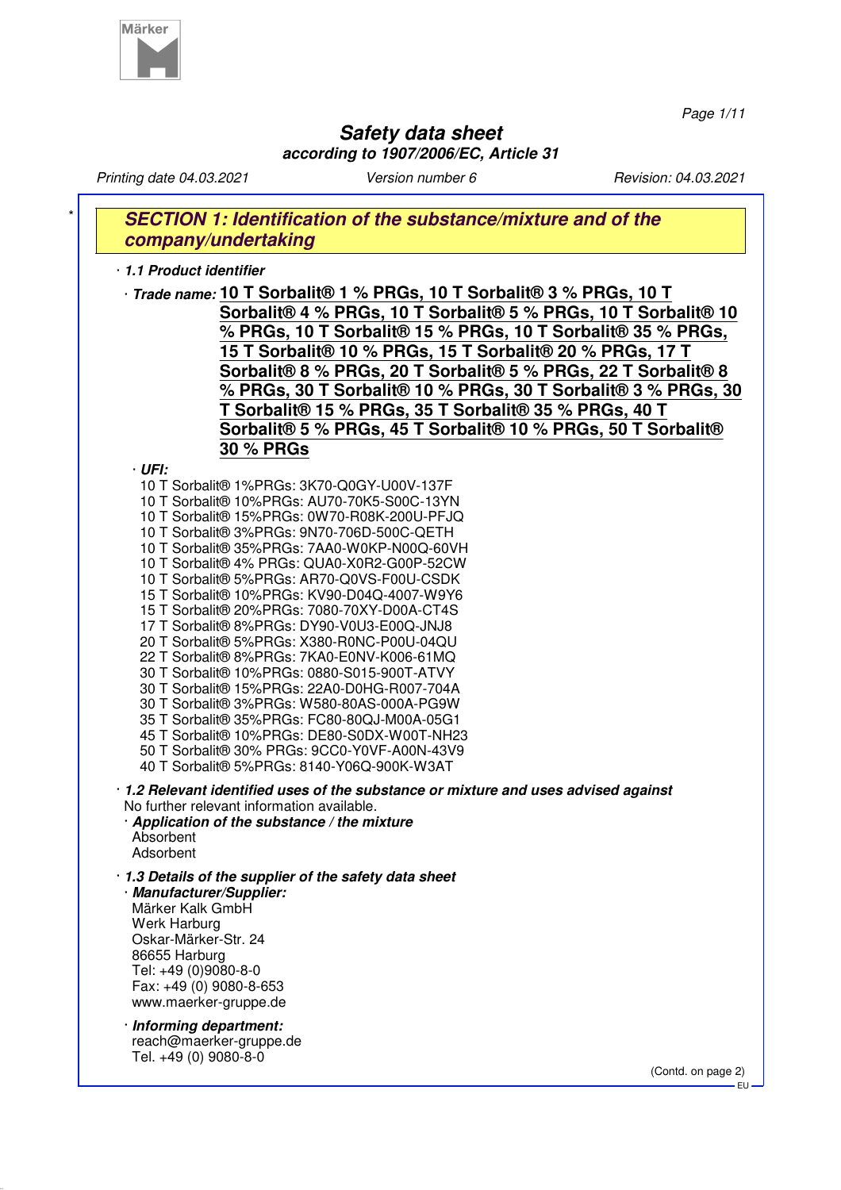# Safety data sheet

***according to 1907/2006/EC, Article 31***

*Printing date 04.03.2021* *Version number 6* *Revision: 04.03.2021*

## SECTION 1: Identification of the substance/mixture and of the company/undertaking

· **1.1 Product identifier**

· **Trade name:** **10 T Sorbalit® 1 % PRGs, 10 T Sorbalit® 3 % PRGs, 10 T Sorbalit® 4 % PRGs, 10 T Sorbalit® 5 % PRGs, 10 T Sorbalit® 10 % PRGs, 10 T Sorbalit® 15 % PRGs, 10 T Sorbalit® 35 % PRGs, 15 T Sorbalit® 10 % PRGs, 15 T Sorbalit® 20 % PRGs, 17 T Sorbalit® 8 % PRGs, 20 T Sorbalit® 5 % PRGs, 22 T Sorbalit® 8 % PRGs, 30 T Sorbalit® 10 % PRGs, 30 T Sorbalit® 3 % PRGs, 30 T Sorbalit® 15 % PRGs, 35 T Sorbalit® 35 % PRGs, 40 T Sorbalit® 5 % PRGs, 45 T Sorbalit® 10 % PRGs, 50 T Sorbalit® 30 % PRGs**

· **UFI:**
10 T Sorbalit® 1%PRGs: 3K70-Q0GY-U00V-137F
10 T Sorbalit® 10%PRGs: AU70-70K5-S00C-13YN
10 T Sorbalit® 15%PRGs: 0W70-R08K-200U-PFJQ
10 T Sorbalit® 3%PRGs: 9N70-706D-500C-QETH
10 T Sorbalit® 35%PRGs: 7AA0-W0KP-N00Q-60VH
10 T Sorbalit® 4% PRGs: QUA0-X0R2-G00P-52CW
10 T Sorbalit® 5%PRGs: AR70-Q0VS-F00U-CSDK
15 T Sorbalit® 10%PRGs: KV90-D04Q-4007-W9Y6
15 T Sorbalit® 20%PRGs: 7080-70XY-D00A-CT4S
17 T Sorbalit® 8%PRGs: DY90-V0U3-E00Q-JNJ8
20 T Sorbalit® 5%PRGs: X380-R0NC-P00U-04QU
22 T Sorbalit® 8%PRGs: 7KA0-E0NV-K006-61MQ
30 T Sorbalit® 10%PRGs: 0880-S015-900T-ATVY
30 T Sorbalit® 15%PRGs: 22A0-D0HG-R007-704A
30 T Sorbalit® 3%PRGs: W580-80AS-000A-PG9W
35 T Sorbalit® 35%PRGs: FC80-80QJ-M00A-05G1
45 T Sorbalit® 10%PRGs: DE80-S0DX-W00T-NH23
50 T Sorbalit® 30% PRGs: 9CC0-Y0VF-A00N-43V9
40 T Sorbalit® 5%PRGs: 8140-Y06Q-900K-W3AT

· **1.2 Relevant identified uses of the substance or mixture and uses advised against**
No further relevant information available.
· **Application of the substance / the mixture**
Absorbent
Adsorbent

· **1.3 Details of the supplier of the safety data sheet**
· **Manufacturer/Supplier:**
Märker Kalk GmbH
Werk Harburg
Oskar-Märker-Str. 24
86655 Harburg
Tel: +49 (0)9080-8-0
Fax: +49 (0) 9080-8-653
www.maerker-gruppe.de

· **Informing department:**
reach@maerker-gruppe.de
Tel. +49 (0) 9080-8-0

(Contd. on page 2)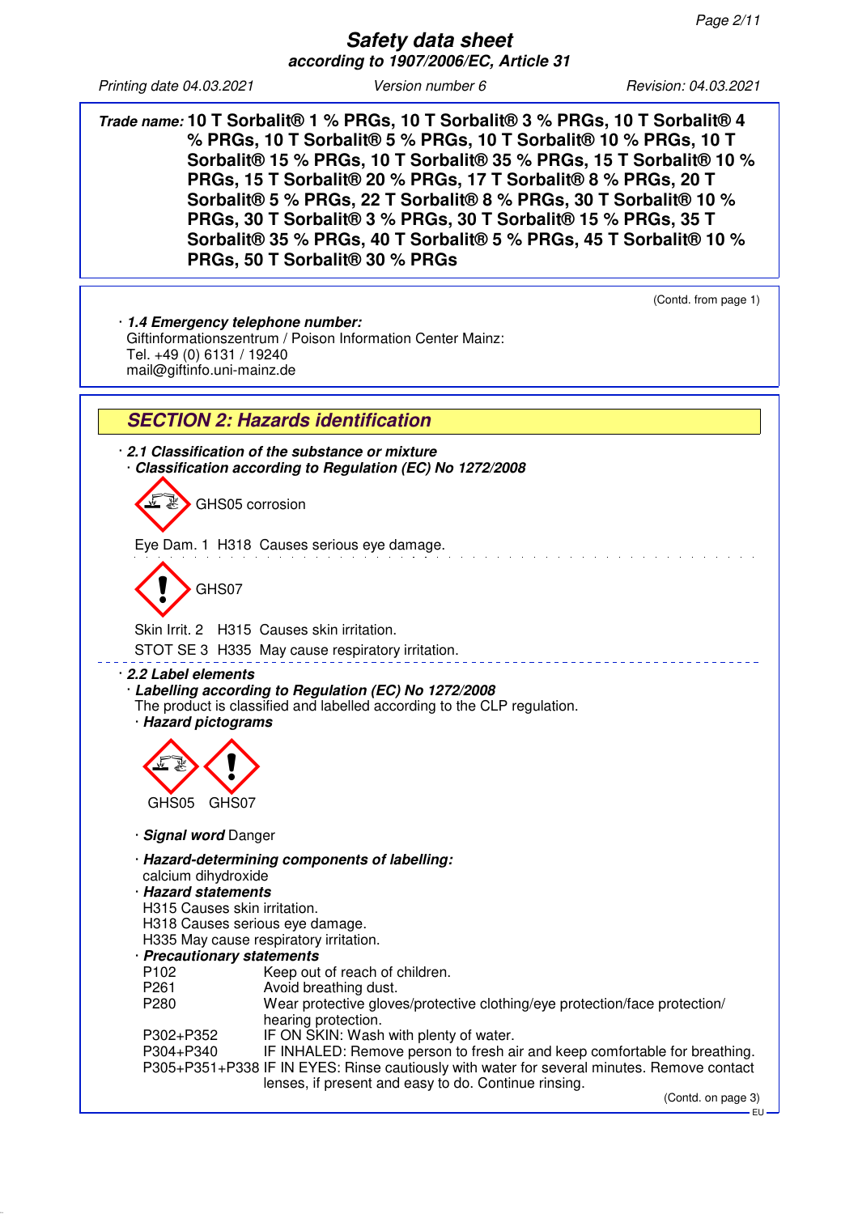**Trade name:** **10 T Sorbalit® 1 % PRGs, 10 T Sorbalit® 3 % PRGs, 10 T Sorbalit® 4 % PRGs, 10 T Sorbalit® 5 % PRGs, 10 T Sorbalit® 10 % PRGs, 10 T Sorbalit® 15 % PRGs, 10 T Sorbalit® 35 % PRGs, 15 T Sorbalit® 10 % PRGs, 15 T Sorbalit® 20 % PRGs, 17 T Sorbalit® 8 % PRGs, 20 T Sorbalit® 5 % PRGs, 22 T Sorbalit® 8 % PRGs, 30 T Sorbalit® 10 % PRGs, 30 T Sorbalit® 3 % PRGs, 30 T Sorbalit® 15 % PRGs, 35 T Sorbalit® 35 % PRGs, 40 T Sorbalit® 5 % PRGs, 45 T Sorbalit® 10 % PRGs, 50 T Sorbalit® 30 % PRGs**

(Contd. from page 1)

· ***1.4 Emergency telephone number:***
Giftinformationszentrum / Poison Information Center Mainz:
Tel. +49 (0) 6131 / 19240
mail@giftinfo.uni-mainz.de

## SECTION 2: Hazards identification

· ***2.1 Classification of the substance or mixture***
· ***Classification according to Regulation (EC) No 1272/2008***

GHS05 corrosion

Eye Dam. 1 H318 Causes serious eye damage.

GHS07

Skin Irrit. 2 H315 Causes skin irritation.
STOT SE 3 H335 May cause respiratory irritation.

· ***2.2 Label elements***
· ***Labelling according to Regulation (EC) No 1272/2008***
The product is classified and labelled according to the CLP regulation.
· ***Hazard pictograms***

GHS05 GHS07

· ***Signal word*** Danger

· ***Hazard-determining components of labelling:***
calcium dihydroxide
· ***Hazard statements***
H315 Causes skin irritation.
H318 Causes serious eye damage.
H335 May cause respiratory irritation.
· ***Precautionary statements***

| | |
|---|---|
| P102 | Keep out of reach of children. |
| P261 | Avoid breathing dust. |
| P280 | Wear protective gloves/protective clothing/eye protection/face protection/ hearing protection. |
| P302+P352 | IF ON SKIN: Wash with plenty of water. |
| P304+P340 | IF INHALED: Remove person to fresh air and keep comfortable for breathing. |
| P305+P351+P338 | IF IN EYES: Rinse cautiously with water for several minutes. Remove contact lenses, if present and easy to do. Continue rinsing. |

(Contd. on page 3)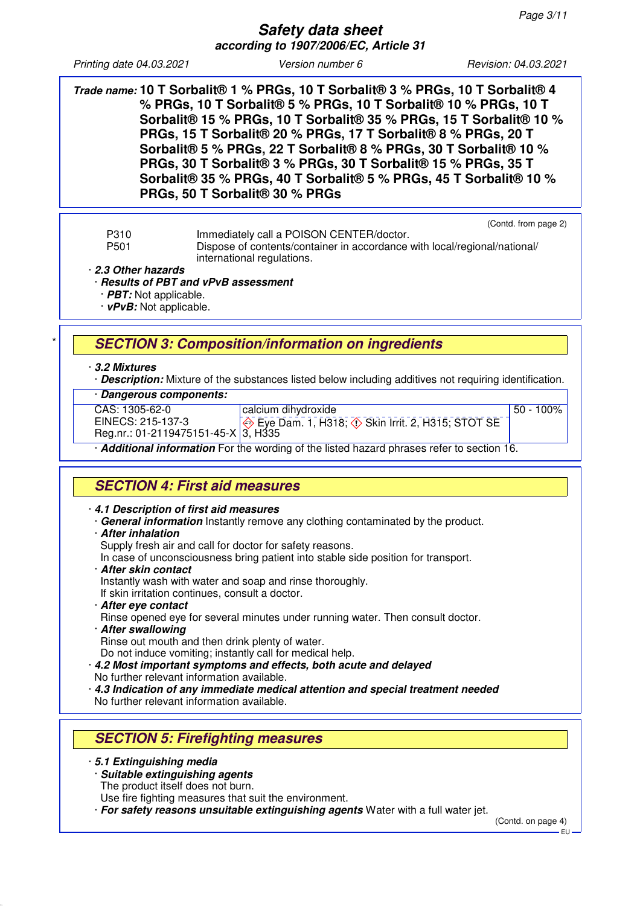**Trade name: 10 T Sorbalit® 1 % PRGs, 10 T Sorbalit® 3 % PRGs, 10 T Sorbalit® 4 % PRGs, 10 T Sorbalit® 5 % PRGs, 10 T Sorbalit® 10 % PRGs, 10 T Sorbalit® 15 % PRGs, 10 T Sorbalit® 35 % PRGs, 15 T Sorbalit® 10 % PRGs, 15 T Sorbalit® 20 % PRGs, 17 T Sorbalit® 8 % PRGs, 20 T Sorbalit® 5 % PRGs, 22 T Sorbalit® 8 % PRGs, 30 T Sorbalit® 10 % PRGs, 30 T Sorbalit® 3 % PRGs, 30 T Sorbalit® 15 % PRGs, 35 T Sorbalit® 35 % PRGs, 40 T Sorbalit® 5 % PRGs, 45 T Sorbalit® 10 % PRGs, 50 T Sorbalit® 30 % PRGs**

(Contd. from page 2)

P310 Immediately call a POISON CENTER/doctor.
P501 Dispose of contents/container in accordance with local/regional/national/international regulations.

· **2.3 Other hazards**
· **Results of PBT and vPvB assessment**
· **PBT:** Not applicable.
· **vPvB:** Not applicable.

## SECTION 3: Composition/information on ingredients

· **3.2 Mixtures**
· **Description:** Mixture of the substances listed below including additives not requiring identification.

| · Dangerous components: | | |
|---|---|---|
| CAS: 1305-62-0<br>EINECS: 215-137-3<br>Reg.nr.: 01-2119475151-45-X | calcium dihydroxide<br>Eye Dam. 1, H318; Skin Irrit. 2, H315; STOT SE 3, H335 | 50 - 100% |

· **Additional information** For the wording of the listed hazard phrases refer to section 16.

## SECTION 4: First aid measures

· **4.1 Description of first aid measures**
· **General information** Instantly remove any clothing contaminated by the product.
· **After inhalation**
Supply fresh air and call for doctor for safety reasons.
In case of unconsciousness bring patient into stable side position for transport.
· **After skin contact**
Instantly wash with water and soap and rinse thoroughly.
If skin irritation continues, consult a doctor.
· **After eye contact**
Rinse opened eye for several minutes under running water. Then consult doctor.
· **After swallowing**
Rinse out mouth and then drink plenty of water.
Do not induce vomiting; instantly call for medical help.
· **4.2 Most important symptoms and effects, both acute and delayed**
No further relevant information available.
· **4.3 Indication of any immediate medical attention and special treatment needed**
No further relevant information available.

## SECTION 5: Firefighting measures

· **5.1 Extinguishing media**
· **Suitable extinguishing agents**
The product itself does not burn.
Use fire fighting measures that suit the environment.
· **For safety reasons unsuitable extinguishing agents** Water with a full water jet.

(Contd. on page 4)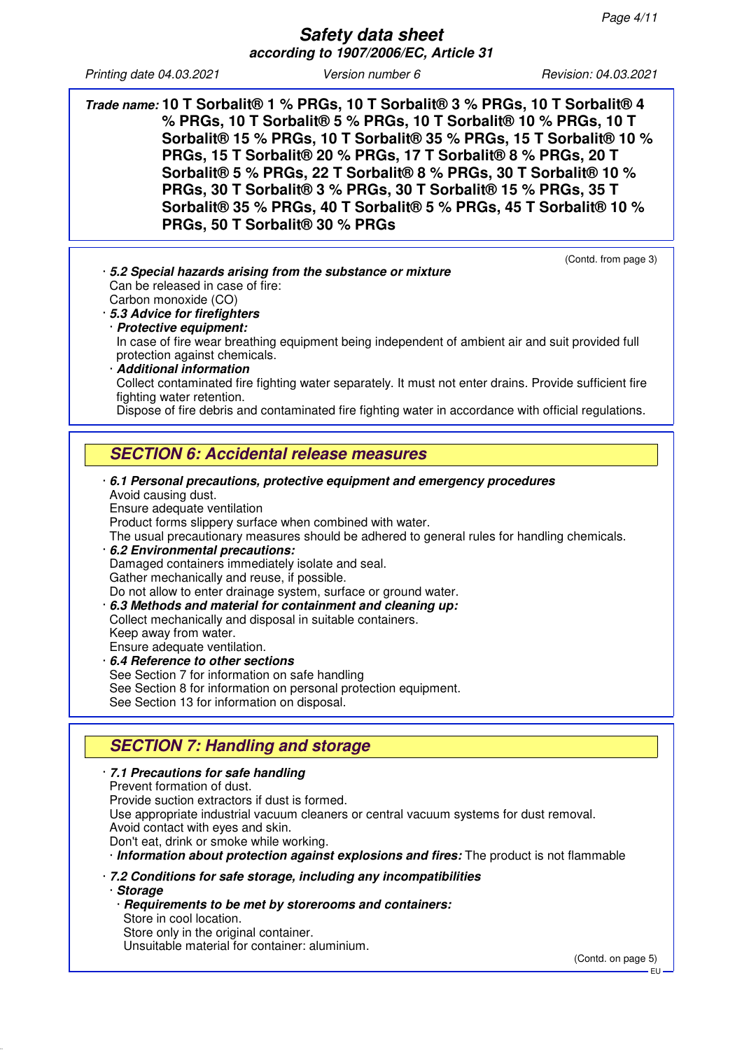**Trade name: 10 T Sorbalit® 1 % PRGs, 10 T Sorbalit® 3 % PRGs, 10 T Sorbalit® 4 % PRGs, 10 T Sorbalit® 5 % PRGs, 10 T Sorbalit® 10 % PRGs, 10 T Sorbalit® 15 % PRGs, 10 T Sorbalit® 35 % PRGs, 15 T Sorbalit® 10 % PRGs, 15 T Sorbalit® 20 % PRGs, 17 T Sorbalit® 8 % PRGs, 20 T Sorbalit® 5 % PRGs, 22 T Sorbalit® 8 % PRGs, 30 T Sorbalit® 10 % PRGs, 30 T Sorbalit® 3 % PRGs, 30 T Sorbalit® 15 % PRGs, 35 T Sorbalit® 35 % PRGs, 40 T Sorbalit® 5 % PRGs, 45 T Sorbalit® 10 % PRGs, 50 T Sorbalit® 30 % PRGs**

(Contd. from page 3)

· ***5.2 Special hazards arising from the substance or mixture***
Can be released in case of fire:
Carbon monoxide (CO)

· ***5.3 Advice for firefighters***

· ***Protective equipment:***
In case of fire wear breathing equipment being independent of ambient air and suit provided full protection against chemicals.

· ***Additional information***
Collect contaminated fire fighting water separately. It must not enter drains. Provide sufficient fire fighting water retention.
Dispose of fire debris and contaminated fire fighting water in accordance with official regulations.

## SECTION 6: Accidental release measures

· ***6.1 Personal precautions, protective equipment and emergency procedures***
Avoid causing dust.
Ensure adequate ventilation
Product forms slippery surface when combined with water.
The usual precautionary measures should be adhered to general rules for handling chemicals.

· ***6.2 Environmental precautions:***
Damaged containers immediately isolate and seal.
Gather mechanically and reuse, if possible.
Do not allow to enter drainage system, surface or ground water.

· ***6.3 Methods and material for containment and cleaning up:***
Collect mechanically and disposal in suitable containers.
Keep away from water.
Ensure adequate ventilation.

· ***6.4 Reference to other sections***
See Section 7 for information on safe handling
See Section 8 for information on personal protection equipment.
See Section 13 for information on disposal.

## SECTION 7: Handling and storage

· ***7.1 Precautions for safe handling***
Prevent formation of dust.
Provide suction extractors if dust is formed.
Use appropriate industrial vacuum cleaners or central vacuum systems for dust removal.
Avoid contact with eyes and skin.
Don't eat, drink or smoke while working.

· ***Information about protection against explosions and fires:*** The product is not flammable

· ***7.2 Conditions for safe storage, including any incompatibilities***

· ***Storage***

· ***Requirements to be met by storerooms and containers:***
Store in cool location.
Store only in the original container.
Unsuitable material for container: aluminium.

(Contd. on page 5)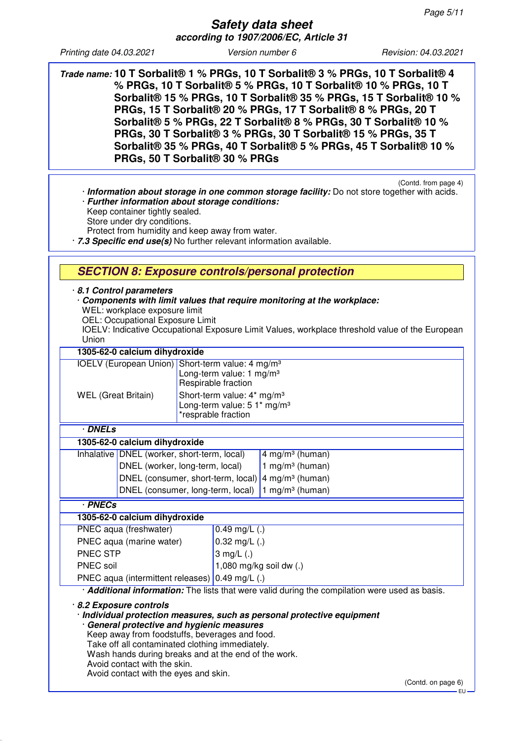**Trade name: 10 T Sorbalit® 1 % PRGs, 10 T Sorbalit® 3 % PRGs, 10 T Sorbalit® 4 % PRGs, 10 T Sorbalit® 5 % PRGs, 10 T Sorbalit® 10 % PRGs, 10 T Sorbalit® 15 % PRGs, 10 T Sorbalit® 35 % PRGs, 15 T Sorbalit® 10 % PRGs, 15 T Sorbalit® 20 % PRGs, 17 T Sorbalit® 8 % PRGs, 20 T Sorbalit® 5 % PRGs, 22 T Sorbalit® 8 % PRGs, 30 T Sorbalit® 10 % PRGs, 30 T Sorbalit® 3 % PRGs, 30 T Sorbalit® 15 % PRGs, 35 T Sorbalit® 35 % PRGs, 40 T Sorbalit® 5 % PRGs, 45 T Sorbalit® 10 % PRGs, 50 T Sorbalit® 30 % PRGs**

(Contd. from page 4)

· ***Information about storage in one common storage facility:*** Do not store together with acids.
· ***Further information about storage conditions:***
Keep container tightly sealed.
Store under dry conditions.
Protect from humidity and keep away from water.
· ***7.3 Specific end use(s)*** No further relevant information available.

## *SECTION 8: Exposure controls/personal protection*

· ***8.1 Control parameters***
· ***Components with limit values that require monitoring at the workplace:***
WEL: workplace exposure limit
OEL: Occupational Exposure Limit
IOELV: Indicative Occupational Exposure Limit Values, workplace threshold value of the European Union

| 1305-62-0 calcium dihydroxide | |
|---|---|
| IOELV (European Union) | Short-term value: 4 mg/m³<br>Long-term value: 1 mg/m³<br>Respirable fraction |
| WEL (Great Britain) | Short-term value: 4* mg/m³<br>Long-term value: 5 1* mg/m³<br>*resprable fraction |

· ***DNELs***

| 1305-62-0 calcium dihydroxide | | |
|---|---|---|
| Inhalative | DNEL (worker, short-term, local) | 4 mg/m³ (human) |
| | DNEL (worker, long-term, local) | 1 mg/m³ (human) |
| | DNEL (consumer, short-term, local) | 4 mg/m³ (human) |
| | DNEL (consumer, long-term, local) | 1 mg/m³ (human) |

· ***PNECs***

| 1305-62-0 calcium dihydroxide | |
|---|---|
| PNEC aqua (freshwater) | 0.49 mg/L (.) |
| PNEC aqua (marine water) | 0.32 mg/L (.) |
| PNEC STP | 3 mg/L (.) |
| PNEC soil | 1,080 mg/kg soil dw (.) |
| PNEC aqua (intermittent releases) | 0.49 mg/L (.) |

· ***Additional information:*** The lists that were valid during the compilation were used as basis.

· ***8.2 Exposure controls***
· ***Individual protection measures, such as personal protective equipment***
· ***General protective and hygienic measures***
Keep away from foodstuffs, beverages and food.
Take off all contaminated clothing immediately.
Wash hands during breaks and at the end of the work.
Avoid contact with the skin.
Avoid contact with the eyes and skin.

(Contd. on page 6)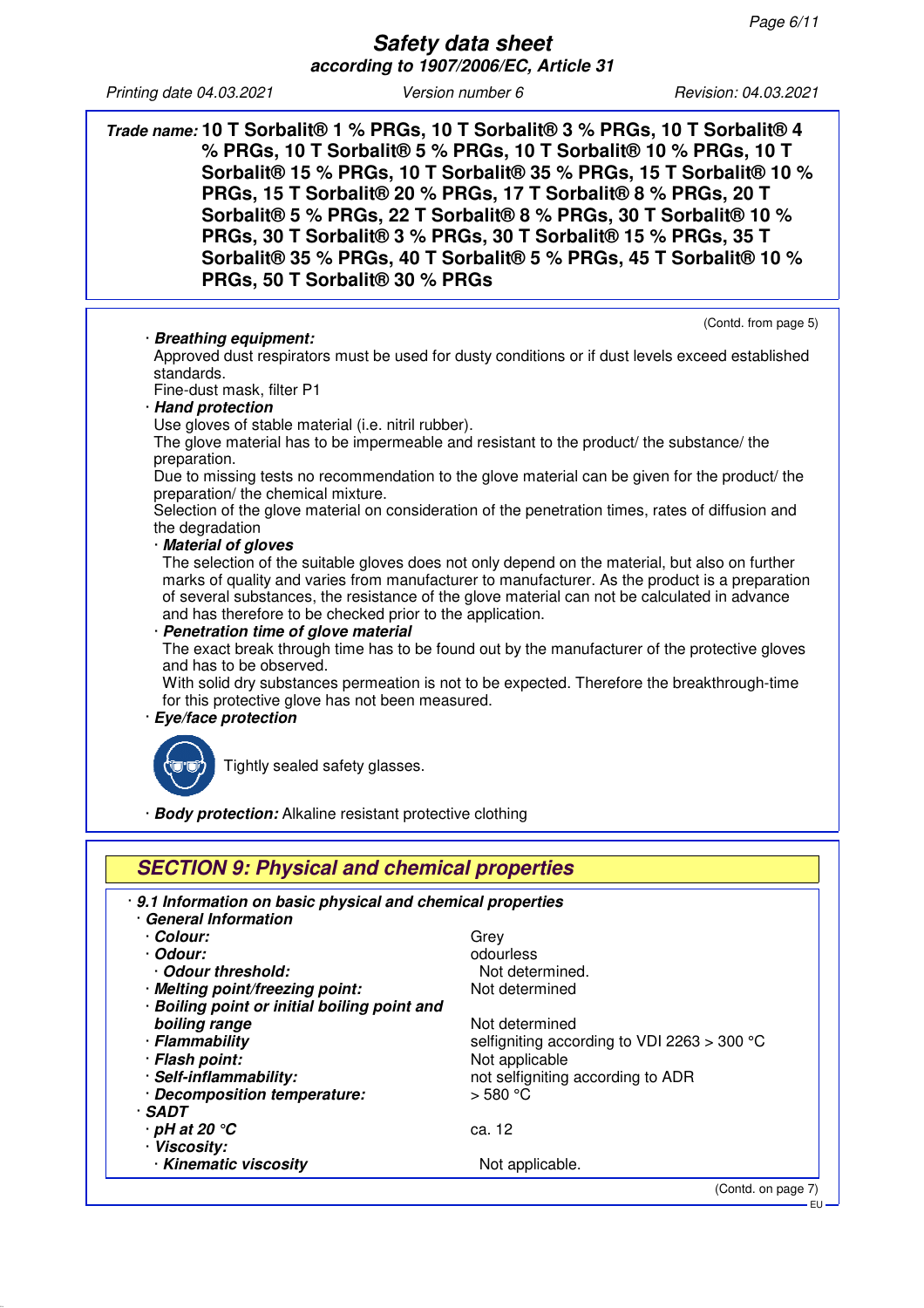**Trade name:** **10 T Sorbalit® 1 % PRGs, 10 T Sorbalit® 3 % PRGs, 10 T Sorbalit® 4 % PRGs, 10 T Sorbalit® 5 % PRGs, 10 T Sorbalit® 10 % PRGs, 10 T Sorbalit® 15 % PRGs, 10 T Sorbalit® 35 % PRGs, 15 T Sorbalit® 10 % PRGs, 15 T Sorbalit® 20 % PRGs, 17 T Sorbalit® 8 % PRGs, 20 T Sorbalit® 5 % PRGs, 22 T Sorbalit® 8 % PRGs, 30 T Sorbalit® 10 % PRGs, 30 T Sorbalit® 3 % PRGs, 30 T Sorbalit® 15 % PRGs, 35 T Sorbalit® 35 % PRGs, 40 T Sorbalit® 5 % PRGs, 45 T Sorbalit® 10 % PRGs, 50 T Sorbalit® 30 % PRGs**

(Contd. from page 5)

· ***Breathing equipment:***
Approved dust respirators must be used for dusty conditions or if dust levels exceed established standards.
Fine-dust mask, filter P1

· ***Hand protection***
Use gloves of stable material (i.e. nitril rubber).
The glove material has to be impermeable and resistant to the product/ the substance/ the preparation.
Due to missing tests no recommendation to the glove material can be given for the product/ the preparation/ the chemical mixture.
Selection of the glove material on consideration of the penetration times, rates of diffusion and the degradation

· ***Material of gloves***
The selection of the suitable gloves does not only depend on the material, but also on further marks of quality and varies from manufacturer to manufacturer. As the product is a preparation of several substances, the resistance of the glove material can not be calculated in advance and has therefore to be checked prior to the application.

· ***Penetration time of glove material***
The exact break through time has to be found out by the manufacturer of the protective gloves and has to be observed.
With solid dry substances permeation is not to be expected. Therefore the breakthrough-time for this protective glove has not been measured.

· ***Eye/face protection***
Tightly sealed safety glasses.

· ***Body protection:*** Alkaline resistant protective clothing

## *SECTION 9: Physical and chemical properties*

· ***9.1 Information on basic physical and chemical properties***
· ***General Information***

| | |
|---|---|
| · ***Colour:*** | Grey |
| · ***Odour:*** | odourless |
| · ***Odour threshold:*** | Not determined. |
| · ***Melting point/freezing point:*** | Not determined |
| · ***Boiling point or initial boiling point and boiling range*** | Not determined |
| · ***Flammability*** | selfigniting according to VDI 2263 > 300 °C |
| · ***Flash point:*** | Not applicable |
| · ***Self-inflammability:*** | not selfigniting according to ADR |
| · ***Decomposition temperature:*** | > 580 °C |
| · ***SADT*** | |
| · ***pH at 20 °C*** | ca. 12 |
| · ***Viscosity:*** | |
| · ***Kinematic viscosity*** | Not applicable. |

(Contd. on page 7)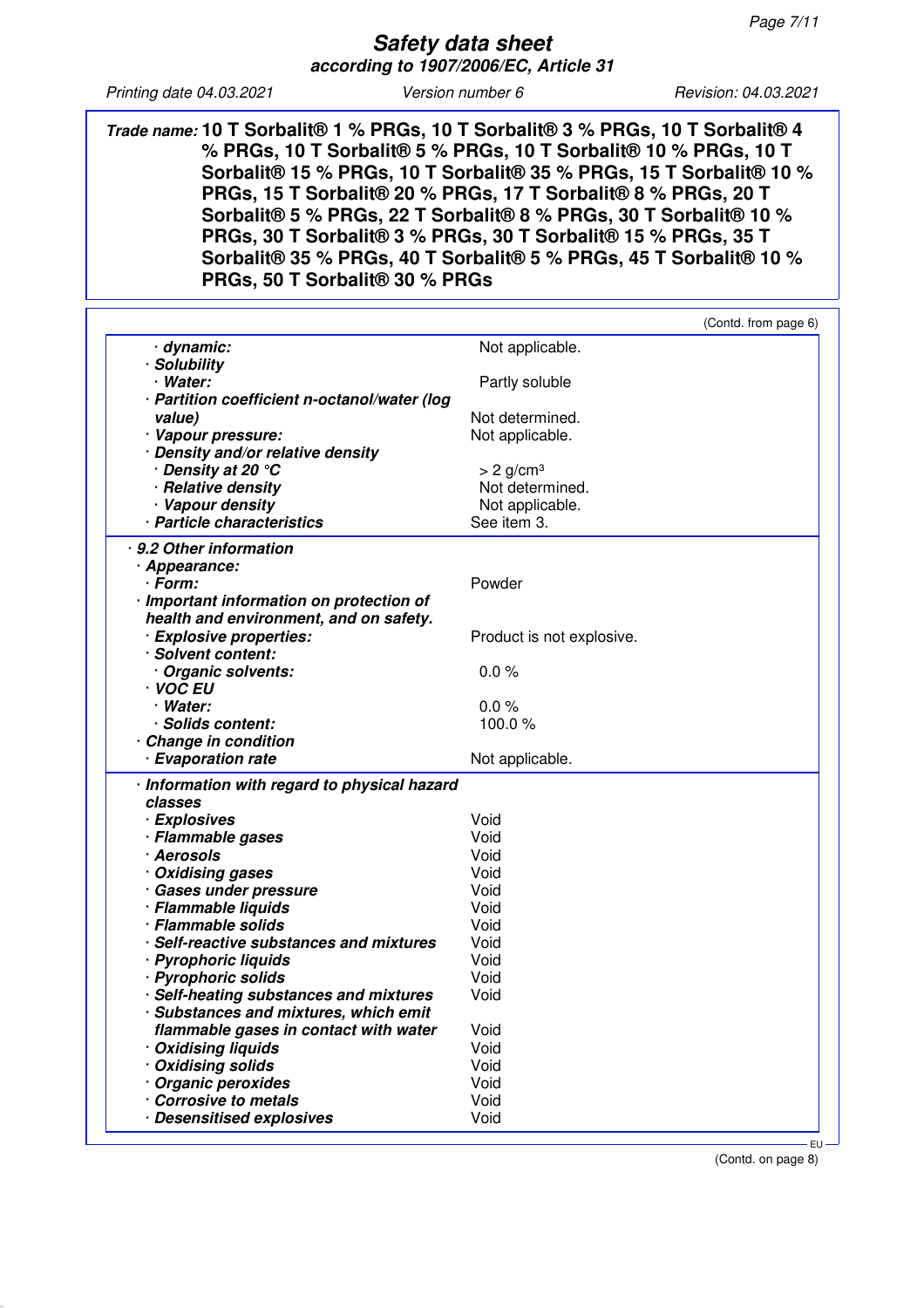**Safety data sheet**
**according to 1907/2006/EC, Article 31**

Printing date 04.03.2021 | Version number 6 | Revision: 04.03.2021

**Trade name: 10 T Sorbalit® 1 % PRGs, 10 T Sorbalit® 3 % PRGs, 10 T Sorbalit® 4 % PRGs, 10 T Sorbalit® 5 % PRGs, 10 T Sorbalit® 10 % PRGs, 10 T Sorbalit® 15 % PRGs, 10 T Sorbalit® 35 % PRGs, 15 T Sorbalit® 10 % PRGs, 15 T Sorbalit® 20 % PRGs, 17 T Sorbalit® 8 % PRGs, 20 T Sorbalit® 5 % PRGs, 22 T Sorbalit® 8 % PRGs, 30 T Sorbalit® 10 % PRGs, 30 T Sorbalit® 3 % PRGs, 30 T Sorbalit® 15 % PRGs, 35 T Sorbalit® 35 % PRGs, 40 T Sorbalit® 5 % PRGs, 45 T Sorbalit® 10 % PRGs, 50 T Sorbalit® 30 % PRGs**

(Contd. from page 6)

| | |
|---|---|
| · **dynamic:** | Not applicable. |
| · **Solubility** | |
| · **Water:** | Partly soluble |
| · **Partition coefficient n-octanol/water (log value)** | Not determined. |
| · **Vapour pressure:** | Not applicable. |
| · **Density and/or relative density** | |
| · **Density at 20 °C** | > 2 g/cm³ |
| · **Relative density** | Not determined. |
| · **Vapour density** | Not applicable. |
| · **Particle characteristics** | See item 3. |

· **9.2 Other information**

| | |
|---|---|
| · **Appearance:** | |
| · **Form:** | Powder |
| · **Important information on protection of health and environment, and on safety.** | |
| · **Explosive properties:** | Product is not explosive. |
| · **Solvent content:** | |
| · **Organic solvents:** | 0.0 % |
| · **VOC EU** | |
| · **Water:** | 0.0 % |
| · **Solids content:** | 100.0 % |
| · **Change in condition** | |
| · **Evaporation rate** | Not applicable. |

· **Information with regard to physical hazard classes**

| | |
|---|---|
| · **Explosives** | Void |
| · **Flammable gases** | Void |
| · **Aerosols** | Void |
| · **Oxidising gases** | Void |
| · **Gases under pressure** | Void |
| · **Flammable liquids** | Void |
| · **Flammable solids** | Void |
| · **Self-reactive substances and mixtures** | Void |
| · **Pyrophoric liquids** | Void |
| · **Pyrophoric solids** | Void |
| · **Self-heating substances and mixtures** | Void |
| · **Substances and mixtures, which emit flammable gases in contact with water** | Void |
| · **Oxidising liquids** | Void |
| · **Oxidising solids** | Void |
| · **Organic peroxides** | Void |
| · **Corrosive to metals** | Void |
| · **Desensitised explosives** | Void |

(Contd. on page 8)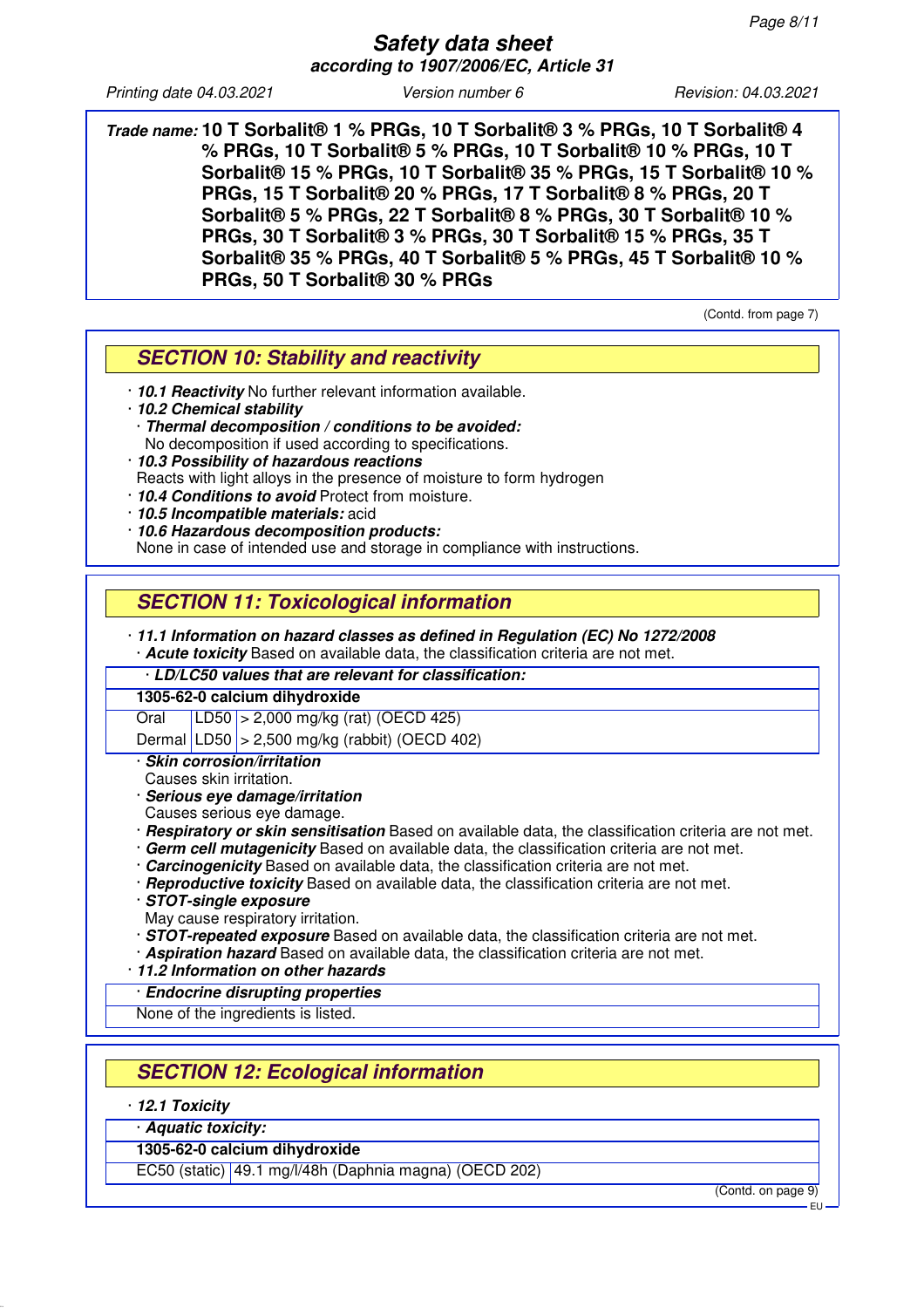**Trade name: 10 T Sorbalit® 1 % PRGs, 10 T Sorbalit® 3 % PRGs, 10 T Sorbalit® 4 % PRGs, 10 T Sorbalit® 5 % PRGs, 10 T Sorbalit® 10 % PRGs, 10 T Sorbalit® 15 % PRGs, 10 T Sorbalit® 35 % PRGs, 15 T Sorbalit® 10 % PRGs, 15 T Sorbalit® 20 % PRGs, 17 T Sorbalit® 8 % PRGs, 20 T Sorbalit® 5 % PRGs, 22 T Sorbalit® 8 % PRGs, 30 T Sorbalit® 10 % PRGs, 30 T Sorbalit® 3 % PRGs, 30 T Sorbalit® 15 % PRGs, 35 T Sorbalit® 35 % PRGs, 40 T Sorbalit® 5 % PRGs, 45 T Sorbalit® 10 % PRGs, 50 T Sorbalit® 30 % PRGs**

(Contd. from page 7)

## SECTION 10: Stability and reactivity

- ***10.1 Reactivity*** No further relevant information available.
- ***10.2 Chemical stability***
  - ***Thermal decomposition / conditions to be avoided:*** No decomposition if used according to specifications.
- ***10.3 Possibility of hazardous reactions*** Reacts with light alloys in the presence of moisture to form hydrogen
- ***10.4 Conditions to avoid*** Protect from moisture.
- ***10.5 Incompatible materials:*** acid
- ***10.6 Hazardous decomposition products:*** None in case of intended use and storage in compliance with instructions.

## SECTION 11: Toxicological information

- ***11.1 Information on hazard classes as defined in Regulation (EC) No 1272/2008***
  - ***Acute toxicity*** Based on available data, the classification criteria are not met.

***LD/LC50 values that are relevant for classification:***

| **1305-62-0 calcium dihydroxide** | | |
|---|---|---|
| Oral | LD50 | > 2,000 mg/kg (rat) (OECD 425) |
| Dermal | LD50 | > 2,500 mg/kg (rabbit) (OECD 402) |

- ***Skin corrosion/irritation*** Causes skin irritation.
- ***Serious eye damage/irritation*** Causes serious eye damage.
- ***Respiratory or skin sensitisation*** Based on available data, the classification criteria are not met.
- ***Germ cell mutagenicity*** Based on available data, the classification criteria are not met.
- ***Carcinogenicity*** Based on available data, the classification criteria are not met.
- ***Reproductive toxicity*** Based on available data, the classification criteria are not met.
- ***STOT-single exposure*** May cause respiratory irritation.
- ***STOT-repeated exposure*** Based on available data, the classification criteria are not met.
- ***Aspiration hazard*** Based on available data, the classification criteria are not met.
- ***11.2 Information on other hazards***
  - ***Endocrine disrupting properties*** None of the ingredients is listed.

## SECTION 12: Ecological information

- ***12.1 Toxicity***

***Aquatic toxicity:***

| **1305-62-0 calcium dihydroxide** | |
|---|---|
| EC50 (static) | 49.1 mg/l/48h (Daphnia magna) (OECD 202) |

(Contd. on page 9)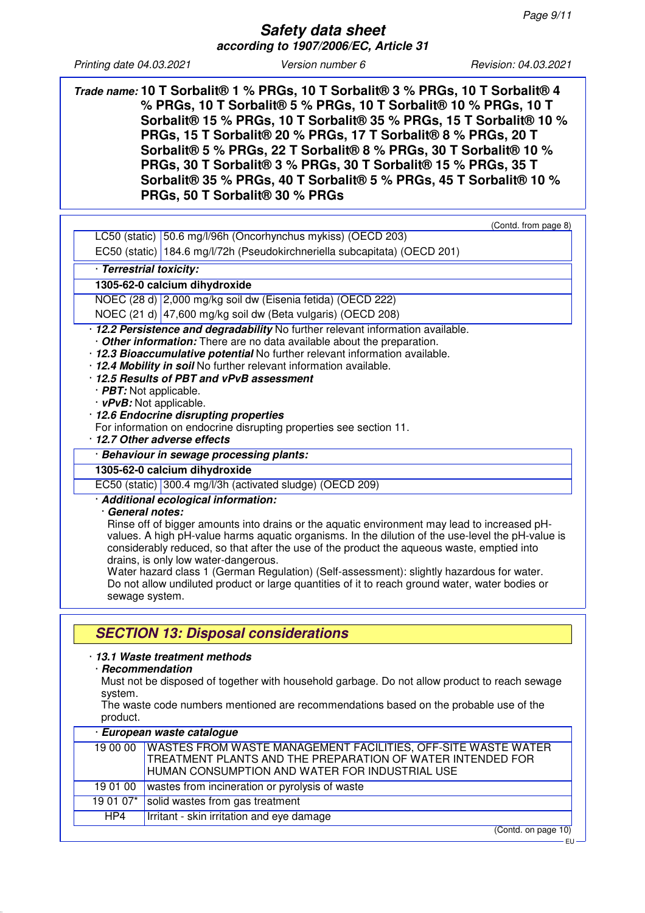Trade name: **10 T Sorbalit® 1 % PRGs, 10 T Sorbalit® 3 % PRGs, 10 T Sorbalit® 4 % PRGs, 10 T Sorbalit® 5 % PRGs, 10 T Sorbalit® 10 % PRGs, 10 T Sorbalit® 15 % PRGs, 10 T Sorbalit® 35 % PRGs, 15 T Sorbalit® 10 % PRGs, 15 T Sorbalit® 20 % PRGs, 17 T Sorbalit® 8 % PRGs, 20 T Sorbalit® 5 % PRGs, 22 T Sorbalit® 8 % PRGs, 30 T Sorbalit® 10 % PRGs, 30 T Sorbalit® 3 % PRGs, 30 T Sorbalit® 15 % PRGs, 35 T Sorbalit® 35 % PRGs, 40 T Sorbalit® 5 % PRGs, 45 T Sorbalit® 10 % PRGs, 50 T Sorbalit® 30 % PRGs**

(Contd. from page 8)

| | |
|---|---|
| LC50 (static) | 50.6 mg/l/96h (Oncorhynchus mykiss) (OECD 203) |
| EC50 (static) | 184.6 mg/l/72h (Pseudokirchneriella subcapitata) (OECD 201) |

· ***Terrestrial toxicity:***

| **1305-62-0 calcium dihydroxide** | |
|---|---|
| NOEC (28 d) | 2,000 mg/kg soil dw (Eisenia fetida) (OECD 222) |
| NOEC (21 d) | 47,600 mg/kg soil dw (Beta vulgaris) (OECD 208) |

· ***12.2 Persistence and degradability*** No further relevant information available.
· ***Other information:*** There are no data available about the preparation.
· ***12.3 Bioaccumulative potential*** No further relevant information available.
· ***12.4 Mobility in soil*** No further relevant information available.
· ***12.5 Results of PBT and vPvB assessment***
· ***PBT:*** Not applicable.
· ***vPvB:*** Not applicable.
· ***12.6 Endocrine disrupting properties***
For information on endocrine disrupting properties see section 11.
· ***12.7 Other adverse effects***

· ***Behaviour in sewage processing plants:***

| **1305-62-0 calcium dihydroxide** | |
|---|---|
| EC50 (static) | 300.4 mg/l/3h (activated sludge) (OECD 209) |

· ***Additional ecological information:***
· ***General notes:***
Rinse off of bigger amounts into drains or the aquatic environment may lead to increased pH-values. A high pH-value harms aquatic organisms. In the dilution of the use-level the pH-value is considerably reduced, so that after the use of the product the aqueous waste, emptied into drains, is only low water-dangerous.
Water hazard class 1 (German Regulation) (Self-assessment): slightly hazardous for water.
Do not allow undiluted product or large quantities of it to reach ground water, water bodies or sewage system.

## SECTION 13: Disposal considerations

· ***13.1 Waste treatment methods***
· ***Recommendation***
Must not be disposed of together with household garbage. Do not allow product to reach sewage system.
The waste code numbers mentioned are recommendations based on the probable use of the product.

· ***European waste catalogue***

| | |
|---|---|
| 19 00 00 | WASTES FROM WASTE MANAGEMENT FACILITIES, OFF-SITE WASTE WATER TREATMENT PLANTS AND THE PREPARATION OF WATER INTENDED FOR HUMAN CONSUMPTION AND WATER FOR INDUSTRIAL USE |
| 19 01 00 | wastes from incineration or pyrolysis of waste |
| 19 01 07* | solid wastes from gas treatment |
| HP4 | Irritant - skin irritation and eye damage |

(Contd. on page 10)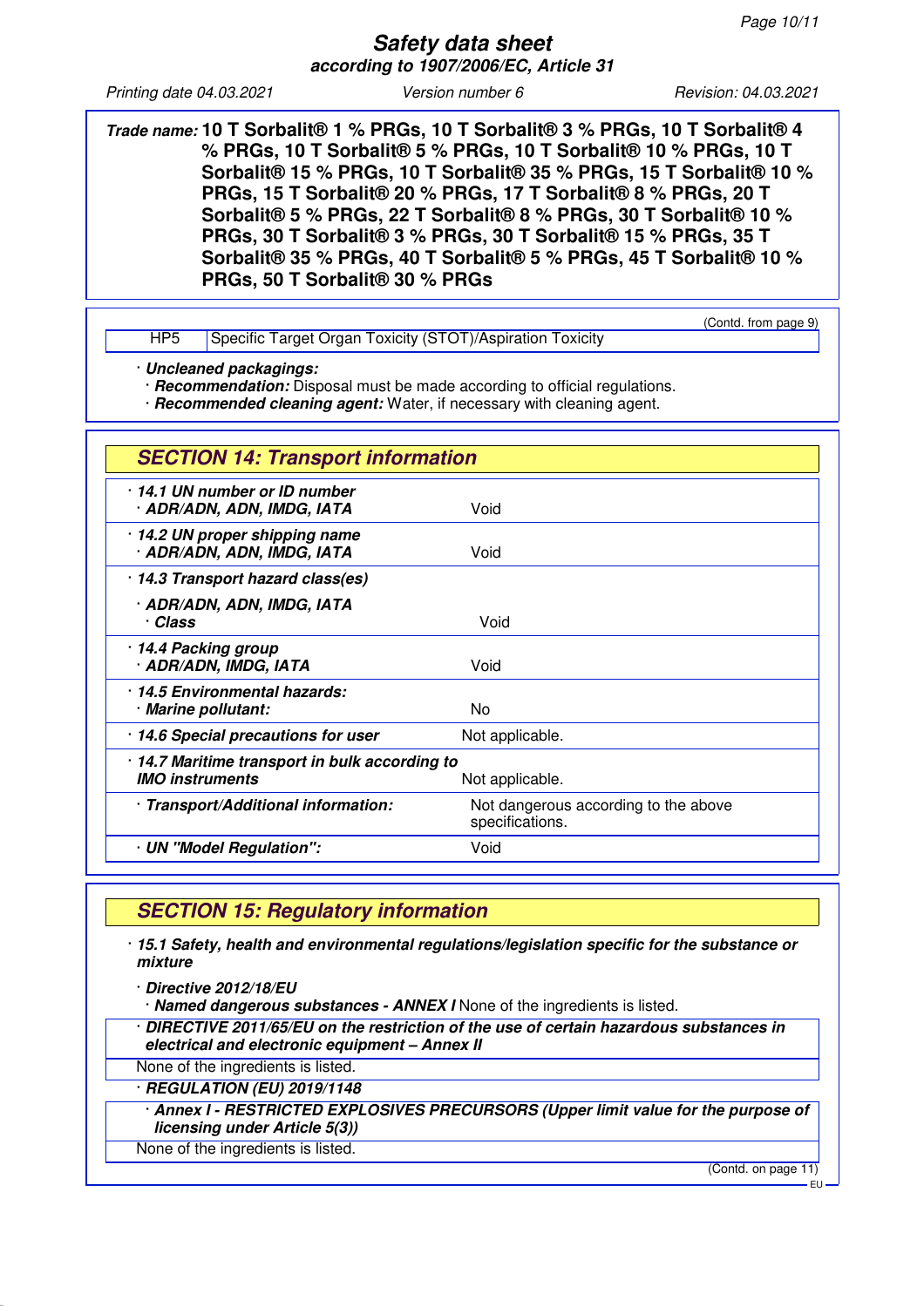**Trade name:** **10 T Sorbalit® 1 % PRGs, 10 T Sorbalit® 3 % PRGs, 10 T Sorbalit® 4 % PRGs, 10 T Sorbalit® 5 % PRGs, 10 T Sorbalit® 10 % PRGs, 10 T Sorbalit® 15 % PRGs, 10 T Sorbalit® 35 % PRGs, 15 T Sorbalit® 10 % PRGs, 15 T Sorbalit® 20 % PRGs, 17 T Sorbalit® 8 % PRGs, 20 T Sorbalit® 5 % PRGs, 22 T Sorbalit® 8 % PRGs, 30 T Sorbalit® 10 % PRGs, 30 T Sorbalit® 3 % PRGs, 30 T Sorbalit® 15 % PRGs, 35 T Sorbalit® 35 % PRGs, 40 T Sorbalit® 5 % PRGs, 45 T Sorbalit® 10 % PRGs, 50 T Sorbalit® 30 % PRGs**

(Contd. from page 9)

| HP5 | Specific Target Organ Toxicity (STOT)/Aspiration Toxicity |
|---|---|

· ***Uncleaned packagings:***
· ***Recommendation:*** Disposal must be made according to official regulations.
· ***Recommended cleaning agent:*** Water, if necessary with cleaning agent.

## SECTION 14: Transport information

| | |
|---|---|
| · ***14.1 UN number or ID number*** · ***ADR/ADN, ADN, IMDG, IATA*** | Void |
| · ***14.2 UN proper shipping name*** · ***ADR/ADN, ADN, IMDG, IATA*** | Void |
| · ***14.3 Transport hazard class(es)*** · ***ADR/ADN, ADN, IMDG, IATA*** · ***Class*** | Void |
| · ***14.4 Packing group*** · ***ADR/ADN, IMDG, IATA*** | Void |
| · ***14.5 Environmental hazards:*** · ***Marine pollutant:*** | No |
| · ***14.6 Special precautions for user*** | Not applicable. |
| · ***14.7 Maritime transport in bulk according to IMO instruments*** | Not applicable. |
| · ***Transport/Additional information:*** | Not dangerous according to the above specifications. |
| · ***UN "Model Regulation":*** | Void |

## SECTION 15: Regulatory information

· ***15.1 Safety, health and environmental regulations/legislation specific for the substance or mixture***

· ***Directive 2012/18/EU***
· ***Named dangerous substances - ANNEX I*** None of the ingredients is listed.

· ***DIRECTIVE 2011/65/EU on the restriction of the use of certain hazardous substances in electrical and electronic equipment – Annex II***

None of the ingredients is listed.

· ***REGULATION (EU) 2019/1148***

· ***Annex I - RESTRICTED EXPLOSIVES PRECURSORS (Upper limit value for the purpose of licensing under Article 5(3))***

None of the ingredients is listed.

(Contd. on page 11)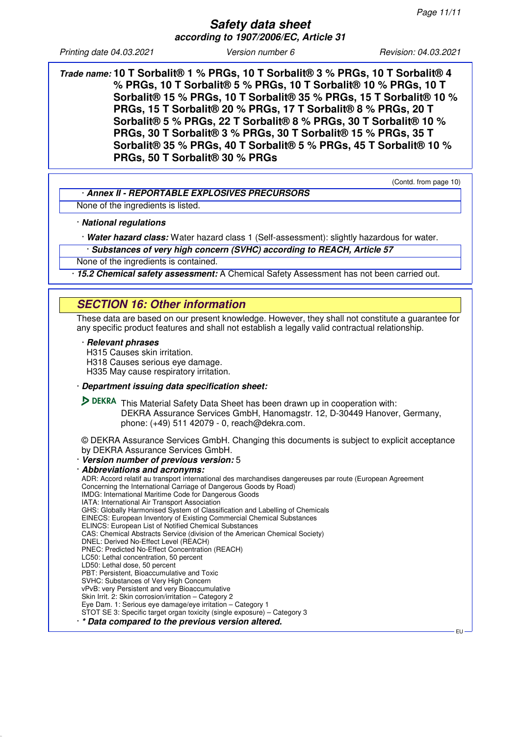**Trade name:** 10 T Sorbalit® 1 % PRGs, 10 T Sorbalit® 3 % PRGs, 10 T Sorbalit® 4 % PRGs, 10 T Sorbalit® 5 % PRGs, 10 T Sorbalit® 10 % PRGs, 10 T Sorbalit® 15 % PRGs, 10 T Sorbalit® 35 % PRGs, 15 T Sorbalit® 10 % PRGs, 15 T Sorbalit® 20 % PRGs, 17 T Sorbalit® 8 % PRGs, 20 T Sorbalit® 5 % PRGs, 22 T Sorbalit® 8 % PRGs, 30 T Sorbalit® 10 % PRGs, 30 T Sorbalit® 3 % PRGs, 30 T Sorbalit® 15 % PRGs, 35 T Sorbalit® 35 % PRGs, 40 T Sorbalit® 5 % PRGs, 45 T Sorbalit® 10 % PRGs, 50 T Sorbalit® 30 % PRGs

(Contd. from page 10)

· ***Annex II - REPORTABLE EXPLOSIVES PRECURSORS***

None of the ingredients is listed.

· ***National regulations***

· ***Water hazard class:*** Water hazard class 1 (Self-assessment): slightly hazardous for water.

· ***Substances of very high concern (SVHC) according to REACH, Article 57***

None of the ingredients is contained.

· ***15.2 Chemical safety assessment:*** A Chemical Safety Assessment has not been carried out.

## SECTION 16: Other information

These data are based on our present knowledge. However, they shall not constitute a guarantee for any specific product features and shall not establish a legally valid contractual relationship.

· ***Relevant phrases***
H315 Causes skin irritation.
H318 Causes serious eye damage.
H335 May cause respiratory irritation.

· ***Department issuing data specification sheet:***

DEKRA This Material Safety Data Sheet has been drawn up in cooperation with:
DEKRA Assurance Services GmbH, Hanomagstr. 12, D-30449 Hanover, Germany, phone: (+49) 511 42079 - 0, reach@dekra.com.

© DEKRA Assurance Services GmbH. Changing this documents is subject to explicit acceptance by DEKRA Assurance Services GmbH.

· ***Version number of previous version:*** 5

· ***Abbreviations and acronyms:***
ADR: Accord relatif au transport international des marchandises dangereuses par route (European Agreement Concerning the International Carriage of Dangerous Goods by Road)
IMDG: International Maritime Code for Dangerous Goods
IATA: International Air Transport Association
GHS: Globally Harmonised System of Classification and Labelling of Chemicals
EINECS: European Inventory of Existing Commercial Chemical Substances
ELINCS: European List of Notified Chemical Substances
CAS: Chemical Abstracts Service (division of the American Chemical Society)
DNEL: Derived No-Effect Level (REACH)
PNEC: Predicted No-Effect Concentration (REACH)
LC50: Lethal concentration, 50 percent
LD50: Lethal dose, 50 percent
PBT: Persistent, Bioaccumulative and Toxic
SVHC: Substances of Very High Concern
vPvB: very Persistent and very Bioaccumulative
Skin Irrit. 2: Skin corrosion/irritation – Category 2
Eye Dam. 1: Serious eye damage/eye irritation – Category 1
STOT SE 3: Specific target organ toxicity (single exposure) – Category 3

· ***\* Data compared to the previous version altered.***

EU